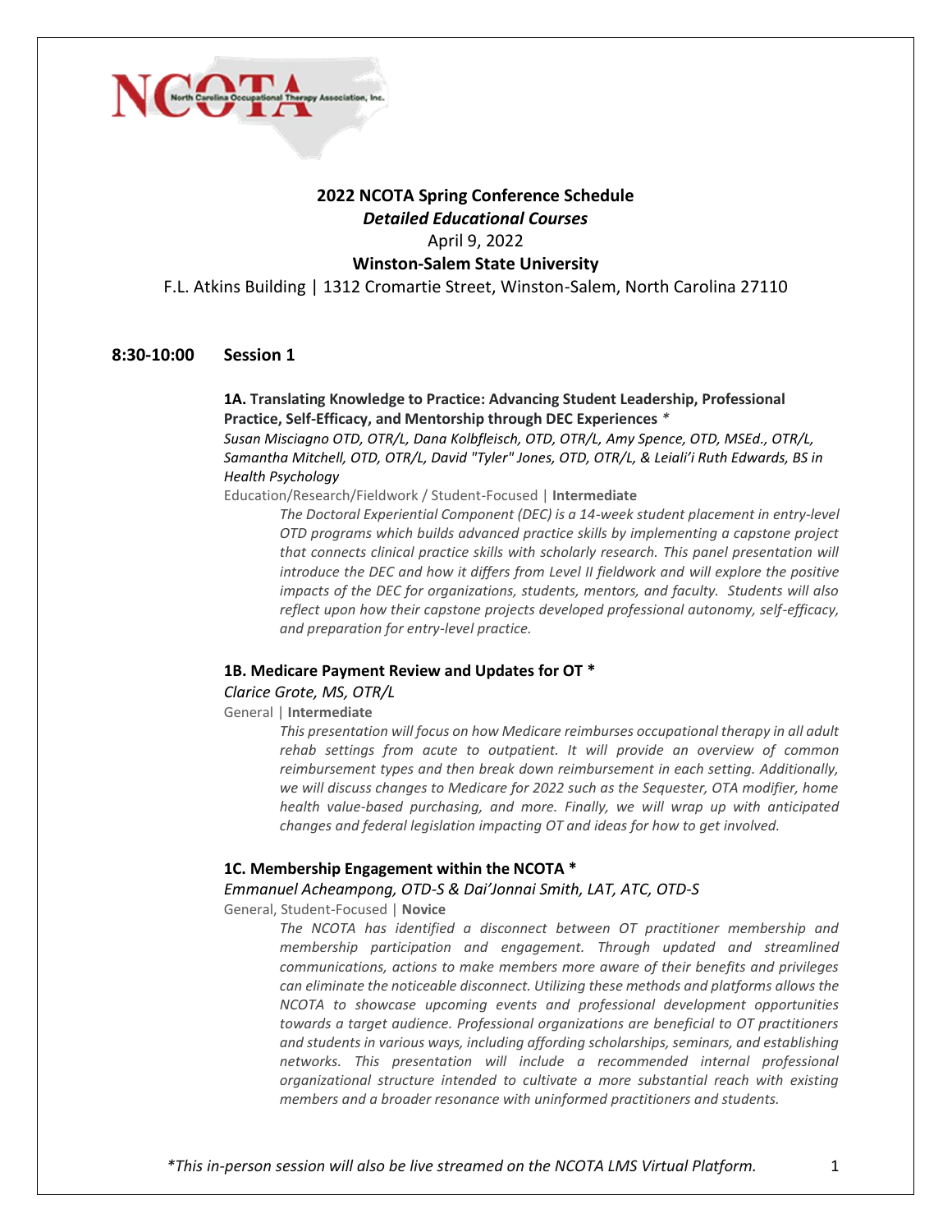# 2022 NCOTA Spring Conference Schedule

***Detailed Educational Courses***

April 9, 2022

**Winston-Salem State University**

F.L. Atkins Building | 1312 Cromartie Street, Winston-Salem, North Carolina 27110

## 8:30-10:00 Session 1

### 1A. Translating Knowledge to Practice: Advancing Student Leadership, Professional Practice, Self-Efficacy, and Mentorship through DEC Experiences *

*Susan Misciagno OTD, OTR/L, Dana Kolbfleisch, OTD, OTR/L, Amy Spence, OTD, MSEd., OTR/L, Samantha Mitchell, OTD, OTR/L, David "Tyler" Jones, OTD, OTR/L, & Leiali'i Ruth Edwards, BS in Health Psychology*

Education/Research/Fieldwork / Student-Focused | **Intermediate**

*The Doctoral Experiential Component (DEC) is a 14-week student placement in entry-level OTD programs which builds advanced practice skills by implementing a capstone project that connects clinical practice skills with scholarly research. This panel presentation will introduce the DEC and how it differs from Level II fieldwork and will explore the positive impacts of the DEC for organizations, students, mentors, and faculty. Students will also reflect upon how their capstone projects developed professional autonomy, self-efficacy, and preparation for entry-level practice.*

### 1B. Medicare Payment Review and Updates for OT *

*Clarice Grote, MS, OTR/L*

General | **Intermediate**

*This presentation will focus on how Medicare reimburses occupational therapy in all adult rehab settings from acute to outpatient. It will provide an overview of common reimbursement types and then break down reimbursement in each setting. Additionally, we will discuss changes to Medicare for 2022 such as the Sequester, OTA modifier, home health value-based purchasing, and more. Finally, we will wrap up with anticipated changes and federal legislation impacting OT and ideas for how to get involved.*

### 1C. Membership Engagement within the NCOTA *

*Emmanuel Acheampong, OTD-S & Dai'Jonnai Smith, LAT, ATC, OTD-S*

General, Student-Focused | **Novice**

*The NCOTA has identified a disconnect between OT practitioner membership and membership participation and engagement. Through updated and streamlined communications, actions to make members more aware of their benefits and privileges can eliminate the noticeable disconnect. Utilizing these methods and platforms allows the NCOTA to showcase upcoming events and professional development opportunities towards a target audience. Professional organizations are beneficial to OT practitioners and students in various ways, including affording scholarships, seminars, and establishing networks. This presentation will include a recommended internal professional organizational structure intended to cultivate a more substantial reach with existing members and a broader resonance with uninformed practitioners and students.*

**This in-person session will also be live streamed on the NCOTA LMS Virtual Platform.*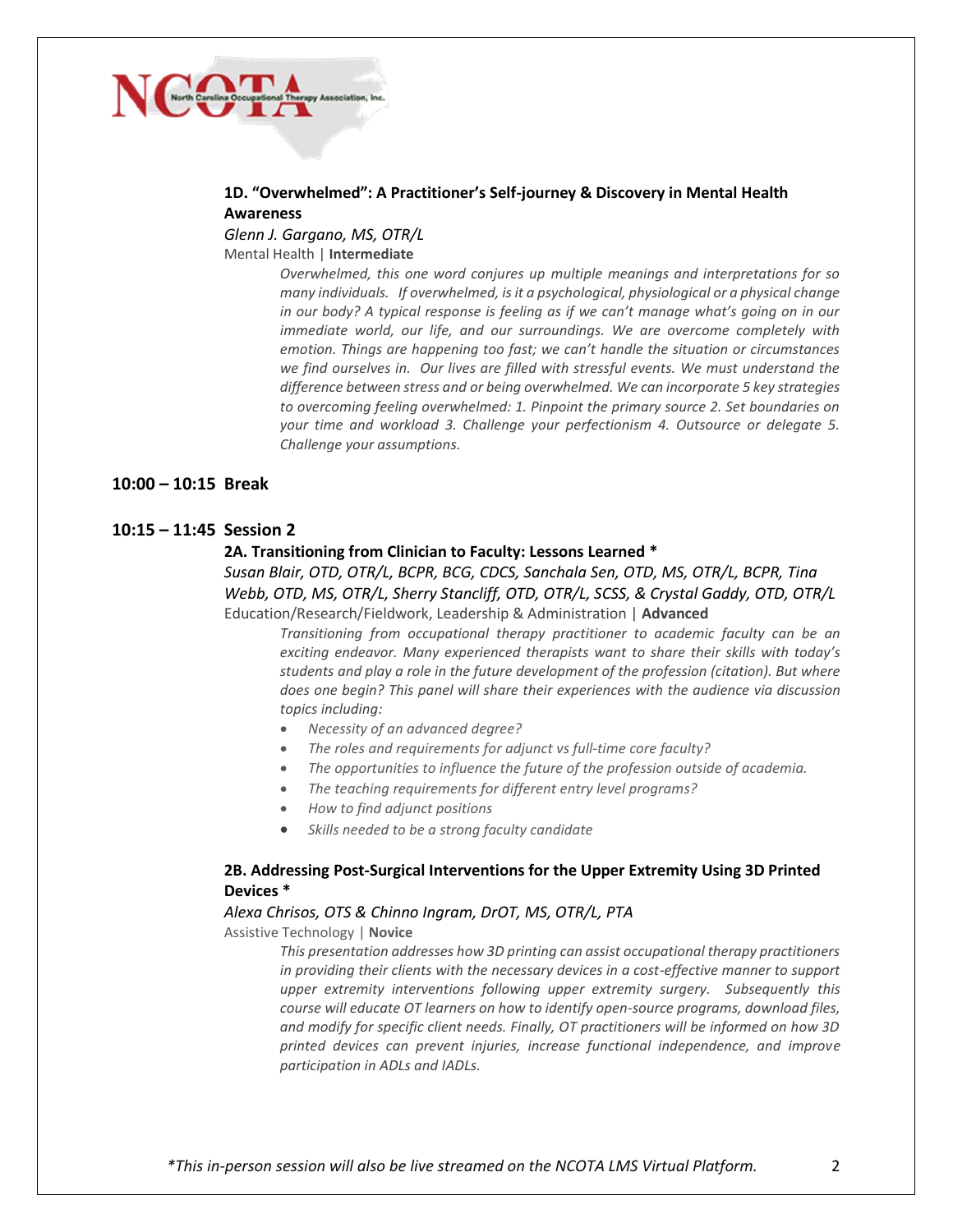### 1D. "Overwhelmed": A Practitioner's Self-journey & Discovery in Mental Health Awareness

*Glenn J. Gargano, MS, OTR/L*

Mental Health | **Intermediate**

*Overwhelmed, this one word conjures up multiple meanings and interpretations for so many individuals. If overwhelmed, is it a psychological, physiological or a physical change in our body? A typical response is feeling as if we can't manage what's going on in our immediate world, our life, and our surroundings. We are overcome completely with emotion. Things are happening too fast; we can't handle the situation or circumstances we find ourselves in. Our lives are filled with stressful events. We must understand the difference between stress and or being overwhelmed. We can incorporate 5 key strategies to overcoming feeling overwhelmed: 1. Pinpoint the primary source 2. Set boundaries on your time and workload 3. Challenge your perfectionism 4. Outsource or delegate 5. Challenge your assumptions.*

## 10:00 – 10:15 Break

## 10:15 – 11:45 Session 2

### 2A. Transitioning from Clinician to Faculty: Lessons Learned *

*Susan Blair, OTD, OTR/L, BCPR, BCG, CDCS, Sanchala Sen, OTD, MS, OTR/L, BCPR, Tina Webb, OTD, MS, OTR/L, Sherry Stancliff, OTD, OTR/L, SCSS, & Crystal Gaddy, OTD, OTR/L*

Education/Research/Fieldwork, Leadership & Administration | **Advanced**

*Transitioning from occupational therapy practitioner to academic faculty can be an exciting endeavor. Many experienced therapists want to share their skills with today's students and play a role in the future development of the profession (citation). But where does one begin? This panel will share their experiences with the audience via discussion topics including:*

- *Necessity of an advanced degree?*
- *The roles and requirements for adjunct vs full-time core faculty?*
- *The opportunities to influence the future of the profession outside of academia.*
- *The teaching requirements for different entry level programs?*
- *How to find adjunct positions*
- *Skills needed to be a strong faculty candidate*

### 2B. Addressing Post-Surgical Interventions for the Upper Extremity Using 3D Printed Devices *

*Alexa Chrisos, OTS & Chinno Ingram, DrOT, MS, OTR/L, PTA*

Assistive Technology | **Novice**

*This presentation addresses how 3D printing can assist occupational therapy practitioners in providing their clients with the necessary devices in a cost-effective manner to support upper extremity interventions following upper extremity surgery. Subsequently this course will educate OT learners on how to identify open-source programs, download files, and modify for specific client needs. Finally, OT practitioners will be informed on how 3D printed devices can prevent injuries, increase functional independence, and improve participation in ADLs and IADLs.*

*\*This in-person session will also be live streamed on the NCOTA LMS Virtual Platform.*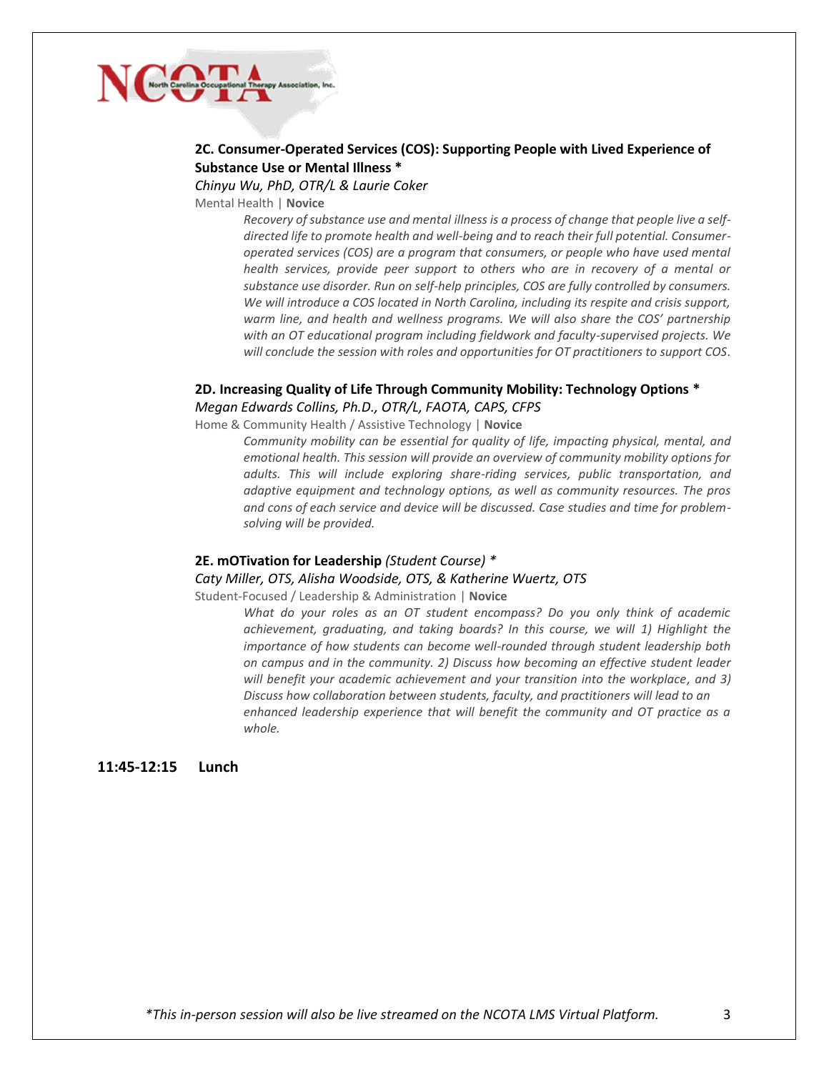### 2C. Consumer-Operated Services (COS): Supporting People with Lived Experience of Substance Use or Mental Illness *

*Chinyu Wu, PhD, OTR/L & Laurie Coker*

Mental Health | **Novice**

*Recovery of substance use and mental illness is a process of change that people live a self-directed life to promote health and well-being and to reach their full potential. Consumer-operated services (COS) are a program that consumers, or people who have used mental health services, provide peer support to others who are in recovery of a mental or substance use disorder. Run on self-help principles, COS are fully controlled by consumers. We will introduce a COS located in North Carolina, including its respite and crisis support, warm line, and health and wellness programs. We will also share the COS' partnership with an OT educational program including fieldwork and faculty-supervised projects. We will conclude the session with roles and opportunities for OT practitioners to support COS.*

### 2D. Increasing Quality of Life Through Community Mobility: Technology Options *

*Megan Edwards Collins, Ph.D., OTR/L, FAOTA, CAPS, CFPS*

Home & Community Health / Assistive Technology | **Novice**

*Community mobility can be essential for quality of life, impacting physical, mental, and emotional health. This session will provide an overview of community mobility options for adults. This will include exploring share-riding services, public transportation, and adaptive equipment and technology options, as well as community resources. The pros and cons of each service and device will be discussed. Case studies and time for problem-solving will be provided.*

### 2E. mOTivation for Leadership *(Student Course)* *

*Caty Miller, OTS, Alisha Woodside, OTS, & Katherine Wuertz, OTS*

Student-Focused / Leadership & Administration | **Novice**

*What do your roles as an OT student encompass? Do you only think of academic achievement, graduating, and taking boards? In this course, we will 1) Highlight the importance of how students can become well-rounded through student leadership both on campus and in the community. 2) Discuss how becoming an effective student leader will benefit your academic achievement and your transition into the workplace, and 3) Discuss how collaboration between students, faculty, and practitioners will lead to an enhanced leadership experience that will benefit the community and OT practice as a whole.*

**11:45-12:15 Lunch**

*\*This in-person session will also be live streamed on the NCOTA LMS Virtual Platform.*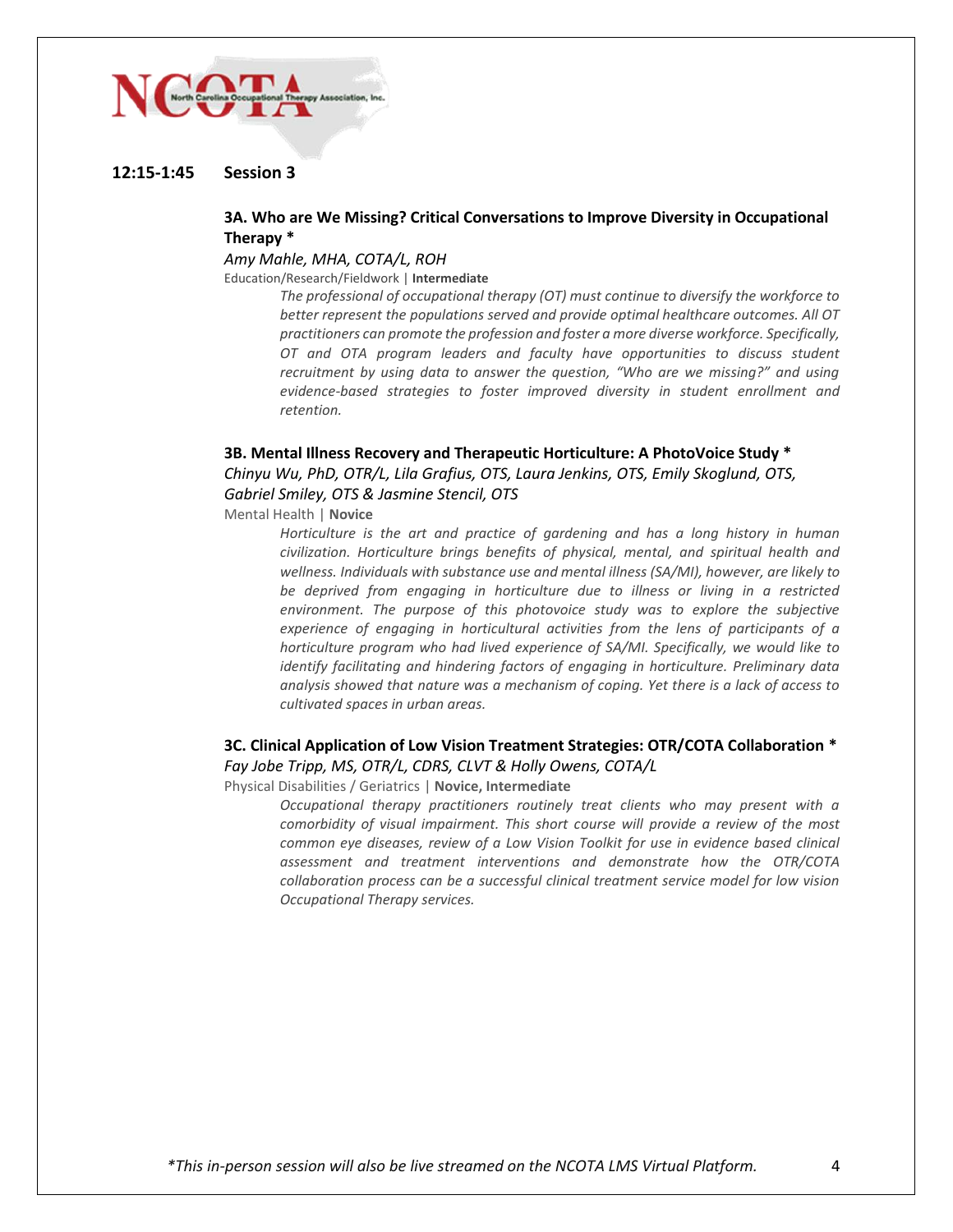## 12:15-1:45 Session 3

### 3A. Who are We Missing? Critical Conversations to Improve Diversity in Occupational Therapy *

*Amy Mahle, MHA, COTA/L, ROH*

Education/Research/Fieldwork | **Intermediate**

*The professional of occupational therapy (OT) must continue to diversify the workforce to better represent the populations served and provide optimal healthcare outcomes. All OT practitioners can promote the profession and foster a more diverse workforce. Specifically, OT and OTA program leaders and faculty have opportunities to discuss student recruitment by using data to answer the question, "Who are we missing?" and using evidence-based strategies to foster improved diversity in student enrollment and retention.*

### 3B. Mental Illness Recovery and Therapeutic Horticulture: A PhotoVoice Study *

*Chinyu Wu, PhD, OTR/L, Lila Grafius, OTS, Laura Jenkins, OTS, Emily Skoglund, OTS, Gabriel Smiley, OTS & Jasmine Stencil, OTS*

Mental Health | **Novice**

*Horticulture is the art and practice of gardening and has a long history in human civilization. Horticulture brings benefits of physical, mental, and spiritual health and wellness. Individuals with substance use and mental illness (SA/MI), however, are likely to be deprived from engaging in horticulture due to illness or living in a restricted environment. The purpose of this photovoice study was to explore the subjective experience of engaging in horticultural activities from the lens of participants of a horticulture program who had lived experience of SA/MI. Specifically, we would like to identify facilitating and hindering factors of engaging in horticulture. Preliminary data analysis showed that nature was a mechanism of coping. Yet there is a lack of access to cultivated spaces in urban areas.*

### 3C. Clinical Application of Low Vision Treatment Strategies: OTR/COTA Collaboration *

*Fay Jobe Tripp, MS, OTR/L, CDRS, CLVT & Holly Owens, COTA/L*

Physical Disabilities / Geriatrics | **Novice, Intermediate**

*Occupational therapy practitioners routinely treat clients who may present with a comorbidity of visual impairment. This short course will provide a review of the most common eye diseases, review of a Low Vision Toolkit for use in evidence based clinical assessment and treatment interventions and demonstrate how the OTR/COTA collaboration process can be a successful clinical treatment service model for low vision Occupational Therapy services.*

*\*This in-person session will also be live streamed on the NCOTA LMS Virtual Platform.*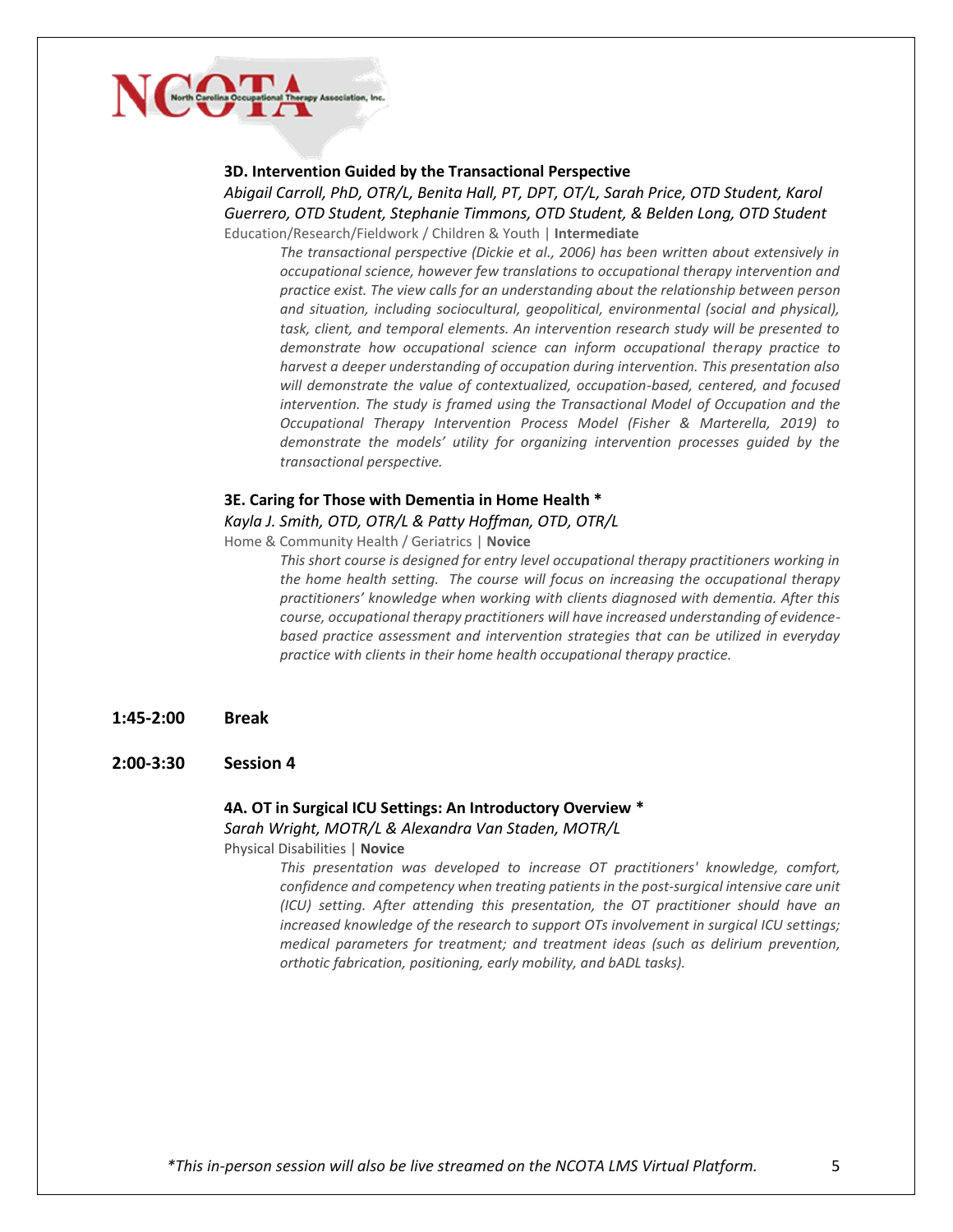**3D. Intervention Guided by the Transactional Perspective**

*Abigail Carroll, PhD, OTR/L, Benita Hall, PT, DPT, OT/L, Sarah Price, OTD Student, Karol Guerrero, OTD Student, Stephanie Timmons, OTD Student, & Belden Long, OTD Student*

Education/Research/Fieldwork / Children & Youth | **Intermediate**

> *The transactional perspective (Dickie et al., 2006) has been written about extensively in occupational science, however few translations to occupational therapy intervention and practice exist. The view calls for an understanding about the relationship between person and situation, including sociocultural, geopolitical, environmental (social and physical), task, client, and temporal elements. An intervention research study will be presented to demonstrate how occupational science can inform occupational therapy practice to harvest a deeper understanding of occupation during intervention. This presentation also will demonstrate the value of contextualized, occupation-based, centered, and focused intervention. The study is framed using the Transactional Model of Occupation and the Occupational Therapy Intervention Process Model (Fisher & Marterella, 2019) to demonstrate the models' utility for organizing intervention processes guided by the transactional perspective.*

**3E. Caring for Those with Dementia in Home Health ***

*Kayla J. Smith, OTD, OTR/L & Patty Hoffman, OTD, OTR/L*

Home & Community Health / Geriatrics | **Novice**

> *This short course is designed for entry level occupational therapy practitioners working in the home health setting. The course will focus on increasing the occupational therapy practitioners' knowledge when working with clients diagnosed with dementia. After this course, occupational therapy practitioners will have increased understanding of evidence-based practice assessment and intervention strategies that can be utilized in everyday practice with clients in their home health occupational therapy practice.*

**1:45-2:00 Break**

**2:00-3:30 Session 4**

**4A. OT in Surgical ICU Settings: An Introductory Overview ***

*Sarah Wright, MOTR/L & Alexandra Van Staden, MOTR/L*

Physical Disabilities | **Novice**

> *This presentation was developed to increase OT practitioners' knowledge, comfort, confidence and competency when treating patients in the post-surgical intensive care unit (ICU) setting. After attending this presentation, the OT practitioner should have an increased knowledge of the research to support OTs involvement in surgical ICU settings; medical parameters for treatment; and treatment ideas (such as delirium prevention, orthotic fabrication, positioning, early mobility, and bADL tasks).*

**This in-person session will also be live streamed on the NCOTA LMS Virtual Platform.*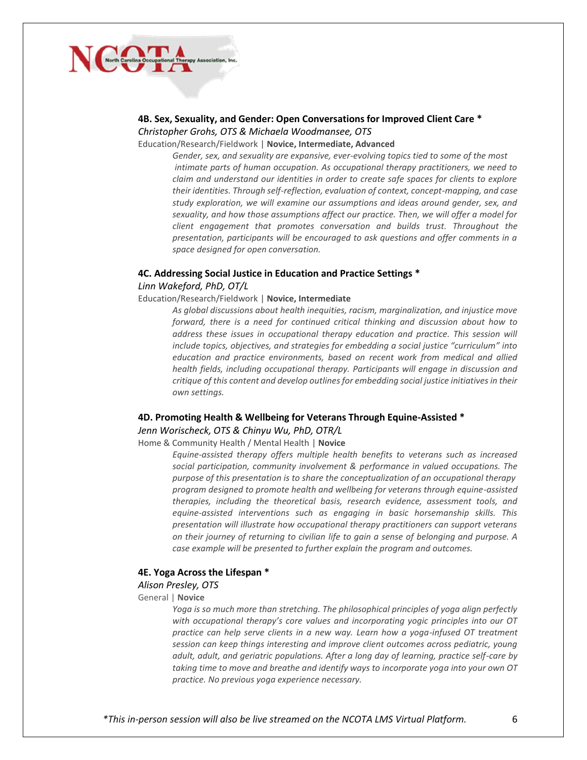### 4B. Sex, Sexuality, and Gender: Open Conversations for Improved Client Care *

*Christopher Grohs, OTS & Michaela Woodmansee, OTS*

Education/Research/Fieldwork | **Novice, Intermediate, Advanced**

*Gender, sex, and sexuality are expansive, ever-evolving topics tied to some of the most intimate parts of human occupation. As occupational therapy practitioners, we need to claim and understand our identities in order to create safe spaces for clients to explore their identities. Through self-reflection, evaluation of context, concept-mapping, and case study exploration, we will examine our assumptions and ideas around gender, sex, and sexuality, and how those assumptions affect our practice. Then, we will offer a model for client engagement that promotes conversation and builds trust. Throughout the presentation, participants will be encouraged to ask questions and offer comments in a space designed for open conversation.*

### 4C. Addressing Social Justice in Education and Practice Settings *

*Linn Wakeford, PhD, OT/L*

Education/Research/Fieldwork | **Novice, Intermediate**

*As global discussions about health inequities, racism, marginalization, and injustice move forward, there is a need for continued critical thinking and discussion about how to address these issues in occupational therapy education and practice. This session will include topics, objectives, and strategies for embedding a social justice "curriculum" into education and practice environments, based on recent work from medical and allied health fields, including occupational therapy. Participants will engage in discussion and critique of this content and develop outlines for embedding social justice initiatives in their own settings.*

### 4D. Promoting Health & Wellbeing for Veterans Through Equine-Assisted *

*Jenn Worischeck, OTS & Chinyu Wu, PhD, OTR/L*

Home & Community Health / Mental Health | **Novice**

*Equine-assisted therapy offers multiple health benefits to veterans such as increased social participation, community involvement & performance in valued occupations. The purpose of this presentation is to share the conceptualization of an occupational therapy program designed to promote health and wellbeing for veterans through equine-assisted therapies, including the theoretical basis, research evidence, assessment tools, and equine-assisted interventions such as engaging in basic horsemanship skills. This presentation will illustrate how occupational therapy practitioners can support veterans on their journey of returning to civilian life to gain a sense of belonging and purpose. A case example will be presented to further explain the program and outcomes.*

### 4E. Yoga Across the Lifespan *

*Alison Presley, OTS*

General | **Novice**

*Yoga is so much more than stretching. The philosophical principles of yoga align perfectly with occupational therapy's core values and incorporating yogic principles into our OT practice can help serve clients in a new way. Learn how a yoga-infused OT treatment session can keep things interesting and improve client outcomes across pediatric, young adult, adult, and geriatric populations. After a long day of learning, practice self-care by taking time to move and breathe and identify ways to incorporate yoga into your own OT practice. No previous yoga experience necessary.*

**This in-person session will also be live streamed on the NCOTA LMS Virtual Platform.*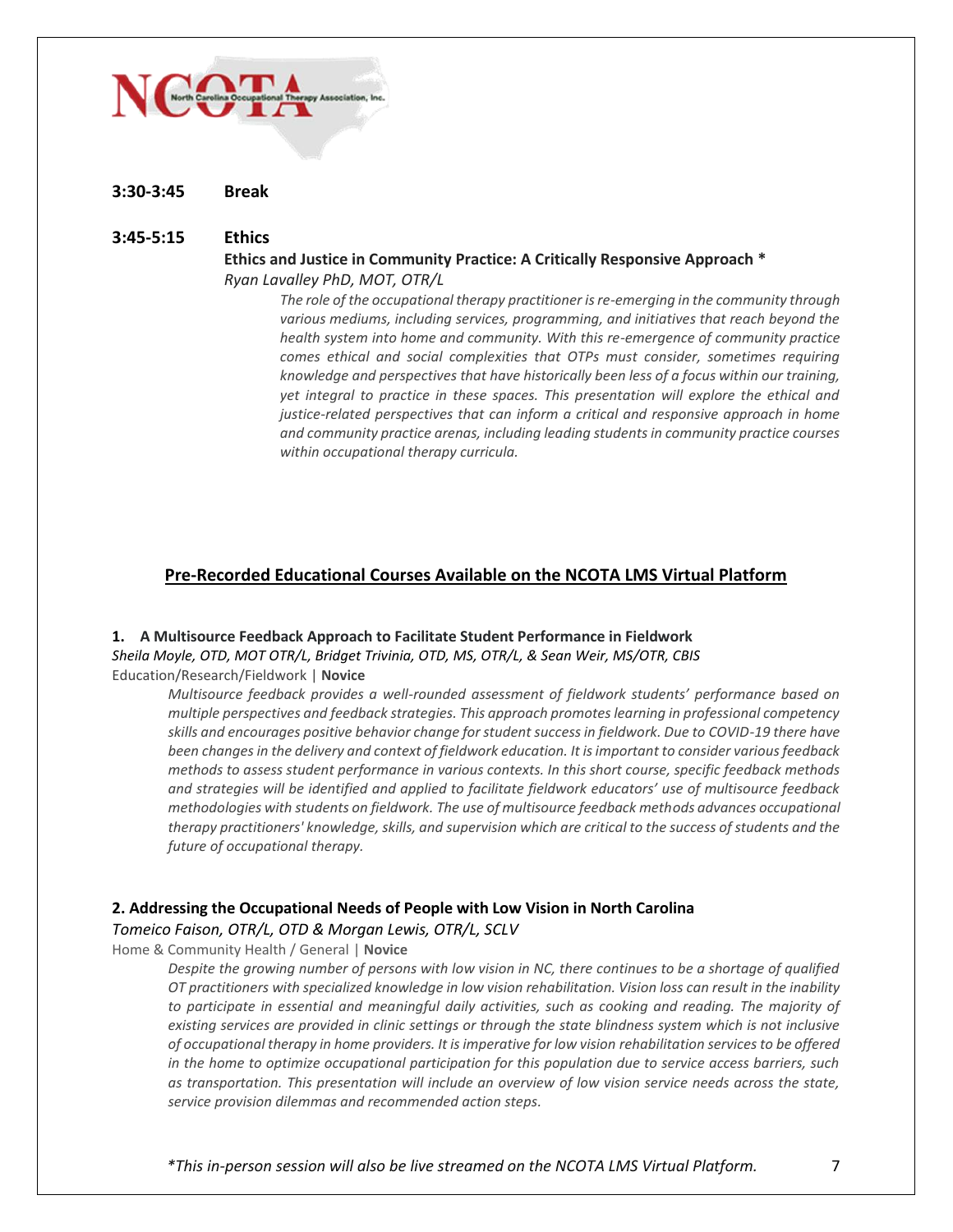**3:30-3:45 Break**

**3:45-5:15 Ethics**

**Ethics and Justice in Community Practice: A Critically Responsive Approach ***

*Ryan Lavalley PhD, MOT, OTR/L*

*The role of the occupational therapy practitioner is re-emerging in the community through various mediums, including services, programming, and initiatives that reach beyond the health system into home and community. With this re-emergence of community practice comes ethical and social complexities that OTPs must consider, sometimes requiring knowledge and perspectives that have historically been less of a focus within our training, yet integral to practice in these spaces. This presentation will explore the ethical and justice-related perspectives that can inform a critical and responsive approach in home and community practice arenas, including leading students in community practice courses within occupational therapy curricula.*

## Pre-Recorded Educational Courses Available on the NCOTA LMS Virtual Platform

### 1. A Multisource Feedback Approach to Facilitate Student Performance in Fieldwork

*Sheila Moyle, OTD, MOT OTR/L, Bridget Trivinia, OTD, MS, OTR/L, & Sean Weir, MS/OTR, CBIS*

Education/Research/Fieldwork | **Novice**

*Multisource feedback provides a well-rounded assessment of fieldwork students' performance based on multiple perspectives and feedback strategies. This approach promotes learning in professional competency skills and encourages positive behavior change for student success in fieldwork. Due to COVID-19 there have been changes in the delivery and context of fieldwork education. It is important to consider various feedback methods to assess student performance in various contexts. In this short course, specific feedback methods and strategies will be identified and applied to facilitate fieldwork educators' use of multisource feedback methodologies with students on fieldwork. The use of multisource feedback methods advances occupational therapy practitioners' knowledge, skills, and supervision which are critical to the success of students and the future of occupational therapy.*

### 2. Addressing the Occupational Needs of People with Low Vision in North Carolina

*Tomeico Faison, OTR/L, OTD & Morgan Lewis, OTR/L, SCLV*

Home & Community Health / General | **Novice**

*Despite the growing number of persons with low vision in NC, there continues to be a shortage of qualified OT practitioners with specialized knowledge in low vision rehabilitation. Vision loss can result in the inability to participate in essential and meaningful daily activities, such as cooking and reading. The majority of existing services are provided in clinic settings or through the state blindness system which is not inclusive of occupational therapy in home providers. It is imperative for low vision rehabilitation services to be offered in the home to optimize occupational participation for this population due to service access barriers, such as transportation. This presentation will include an overview of low vision service needs across the state, service provision dilemmas and recommended action steps.*

**This in-person session will also be live streamed on the NCOTA LMS Virtual Platform.*